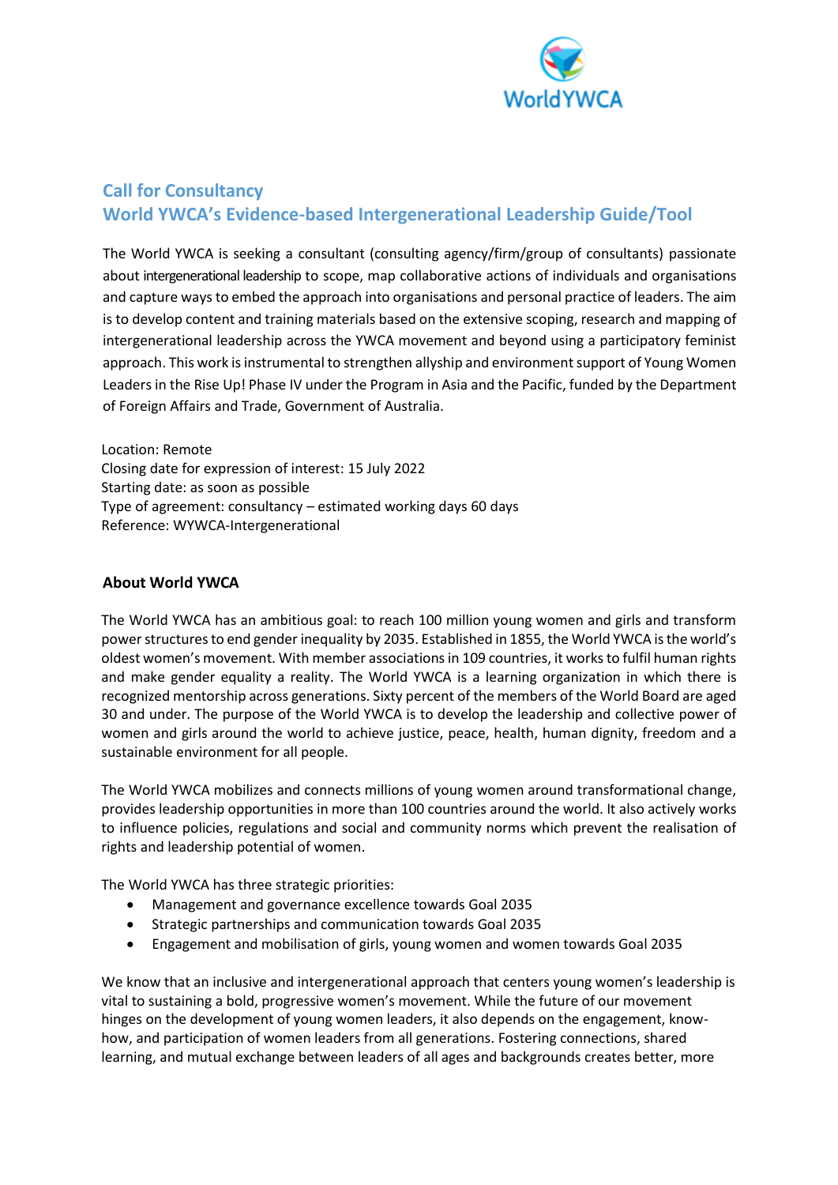# Call for Consultancy
# World YWCA's Evidence-based Intergenerational Leadership Guide/Tool

The World YWCA is seeking a consultant (consulting agency/firm/group of consultants) passionate about intergenerational leadership to scope, map collaborative actions of individuals and organisations and capture ways to embed the approach into organisations and personal practice of leaders. The aim is to develop content and training materials based on the extensive scoping, research and mapping of intergenerational leadership across the YWCA movement and beyond using a participatory feminist approach. This work is instrumental to strengthen allyship and environment support of Young Women Leaders in the Rise Up! Phase IV under the Program in Asia and the Pacific, funded by the Department of Foreign Affairs and Trade, Government of Australia.

Location: Remote
Closing date for expression of interest: 15 July 2022
Starting date: as soon as possible
Type of agreement: consultancy – estimated working days 60 days
Reference: WYWCA-Intergenerational

## About World YWCA

The World YWCA has an ambitious goal: to reach 100 million young women and girls and transform power structures to end gender inequality by 2035. Established in 1855, the World YWCA is the world's oldest women's movement. With member associations in 109 countries, it works to fulfil human rights and make gender equality a reality. The World YWCA is a learning organization in which there is recognized mentorship across generations. Sixty percent of the members of the World Board are aged 30 and under. The purpose of the World YWCA is to develop the leadership and collective power of women and girls around the world to achieve justice, peace, health, human dignity, freedom and a sustainable environment for all people.

The World YWCA mobilizes and connects millions of young women around transformational change, provides leadership opportunities in more than 100 countries around the world. It also actively works to influence policies, regulations and social and community norms which prevent the realisation of rights and leadership potential of women.

The World YWCA has three strategic priorities:

- Management and governance excellence towards Goal 2035
- Strategic partnerships and communication towards Goal 2035
- Engagement and mobilisation of girls, young women and women towards Goal 2035

We know that an inclusive and intergenerational approach that centers young women's leadership is vital to sustaining a bold, progressive women's movement. While the future of our movement hinges on the development of young women leaders, it also depends on the engagement, know-how, and participation of women leaders from all generations. Fostering connections, shared learning, and mutual exchange between leaders of all ages and backgrounds creates better, more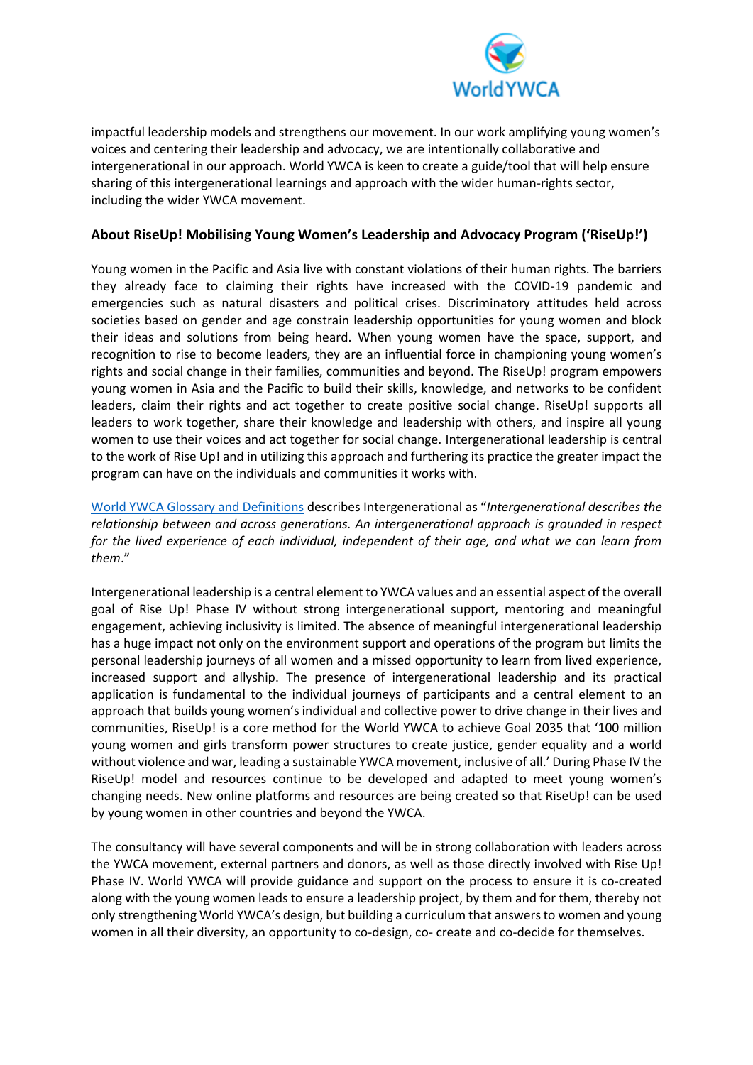impactful leadership models and strengthens our movement. In our work amplifying young women's voices and centering their leadership and advocacy, we are intentionally collaborative and intergenerational in our approach. World YWCA is keen to create a guide/tool that will help ensure sharing of this intergenerational learnings and approach with the wider human-rights sector, including the wider YWCA movement.

### About RiseUp! Mobilising Young Women's Leadership and Advocacy Program ('RiseUp!')

Young women in the Pacific and Asia live with constant violations of their human rights. The barriers they already face to claiming their rights have increased with the COVID-19 pandemic and emergencies such as natural disasters and political crises. Discriminatory attitudes held across societies based on gender and age constrain leadership opportunities for young women and block their ideas and solutions from being heard. When young women have the space, support, and recognition to rise to become leaders, they are an influential force in championing young women's rights and social change in their families, communities and beyond. The RiseUp! program empowers young women in Asia and the Pacific to build their skills, knowledge, and networks to be confident leaders, claim their rights and act together to create positive social change. RiseUp! supports all leaders to work together, share their knowledge and leadership with others, and inspire all young women to use their voices and act together for social change. Intergenerational leadership is central to the work of Rise Up! and in utilizing this approach and furthering its practice the greater impact the program can have on the individuals and communities it works with.

World YWCA Glossary and Definitions describes Intergenerational as "*Intergenerational describes the relationship between and across generations. An intergenerational approach is grounded in respect for the lived experience of each individual, independent of their age, and what we can learn from them*."

Intergenerational leadership is a central element to YWCA values and an essential aspect of the overall goal of Rise Up! Phase IV without strong intergenerational support, mentoring and meaningful engagement, achieving inclusivity is limited. The absence of meaningful intergenerational leadership has a huge impact not only on the environment support and operations of the program but limits the personal leadership journeys of all women and a missed opportunity to learn from lived experience, increased support and allyship. The presence of intergenerational leadership and its practical application is fundamental to the individual journeys of participants and a central element to an approach that builds young women's individual and collective power to drive change in their lives and communities, RiseUp! is a core method for the World YWCA to achieve Goal 2035 that '100 million young women and girls transform power structures to create justice, gender equality and a world without violence and war, leading a sustainable YWCA movement, inclusive of all.' During Phase IV the RiseUp! model and resources continue to be developed and adapted to meet young women's changing needs. New online platforms and resources are being created so that RiseUp! can be used by young women in other countries and beyond the YWCA.

The consultancy will have several components and will be in strong collaboration with leaders across the YWCA movement, external partners and donors, as well as those directly involved with Rise Up! Phase IV. World YWCA will provide guidance and support on the process to ensure it is co-created along with the young women leads to ensure a leadership project, by them and for them, thereby not only strengthening World YWCA's design, but building a curriculum that answers to women and young women in all their diversity, an opportunity to co-design, co- create and co-decide for themselves.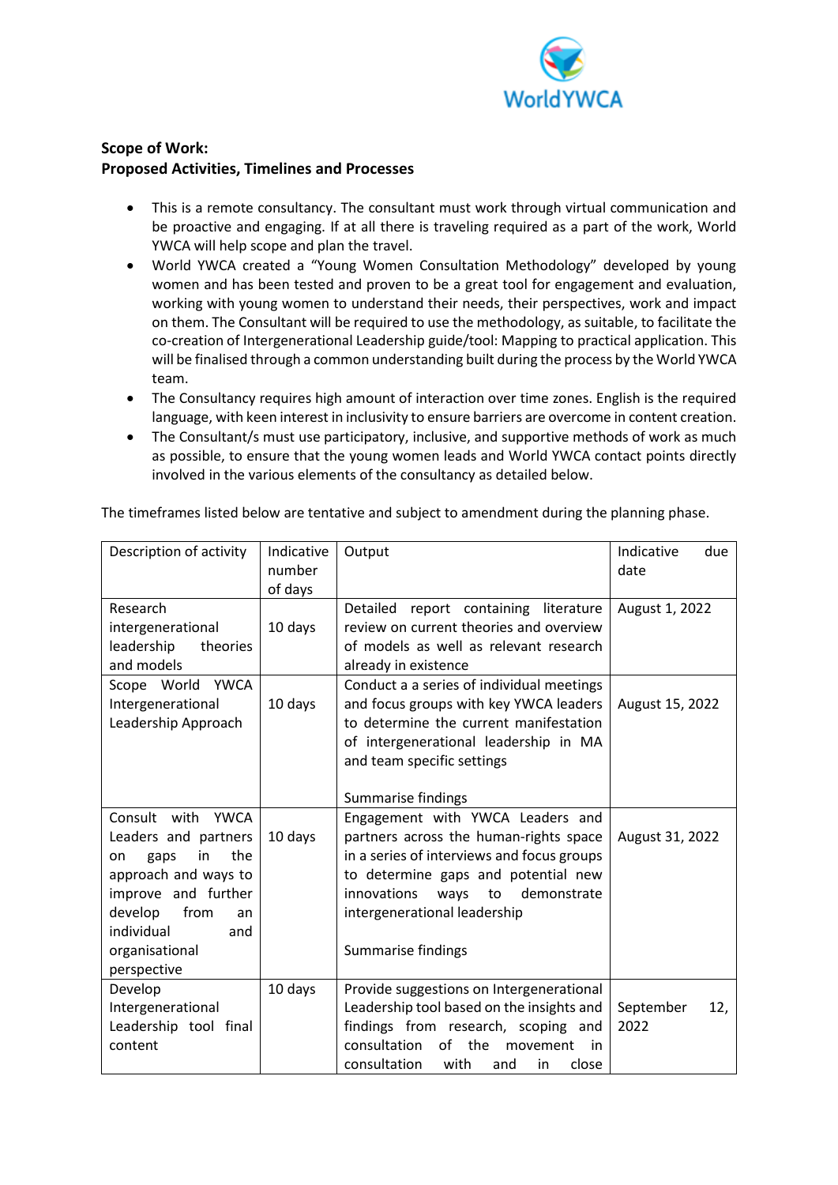**Scope of Work:**
**Proposed Activities, Timelines and Processes**

- This is a remote consultancy. The consultant must work through virtual communication and be proactive and engaging. If at all there is traveling required as a part of the work, World YWCA will help scope and plan the travel.
- World YWCA created a "Young Women Consultation Methodology" developed by young women and has been tested and proven to be a great tool for engagement and evaluation, working with young women to understand their needs, their perspectives, work and impact on them. The Consultant will be required to use the methodology, as suitable, to facilitate the co-creation of Intergenerational Leadership guide/tool: Mapping to practical application. This will be finalised through a common understanding built during the process by the World YWCA team.
- The Consultancy requires high amount of interaction over time zones. English is the required language, with keen interest in inclusivity to ensure barriers are overcome in content creation.
- The Consultant/s must use participatory, inclusive, and supportive methods of work as much as possible, to ensure that the young women leads and World YWCA contact points directly involved in the various elements of the consultancy as detailed below.

The timeframes listed below are tentative and subject to amendment during the planning phase.

| Description of activity | Indicative number of days | Output | Indicative due date |
|---|---|---|---|
| Research intergenerational leadership theories and models | 10 days | Detailed report containing literature review on current theories and overview of models as well as relevant research already in existence | August 1, 2022 |
| Scope World YWCA Intergenerational Leadership Approach | 10 days | Conduct a series of individual meetings and focus groups with key YWCA leaders to determine the current manifestation of intergenerational leadership in MA and team specific settings<br><br>Summarise findings | August 15, 2022 |
| Consult with YWCA Leaders and partners on gaps in the approach and ways to improve and further develop from an individual and organisational perspective | 10 days | Engagement with YWCA Leaders and partners across the human-rights space in a series of interviews and focus groups to determine gaps and potential new innovations ways to demonstrate intergenerational leadership<br><br>Summarise findings | August 31, 2022 |
| Develop Intergenerational Leadership tool final content | 10 days | Provide suggestions on Intergenerational Leadership tool based on the insights and findings from research, scoping and consultation of the movement in consultation with and in close | September 12, 2022 |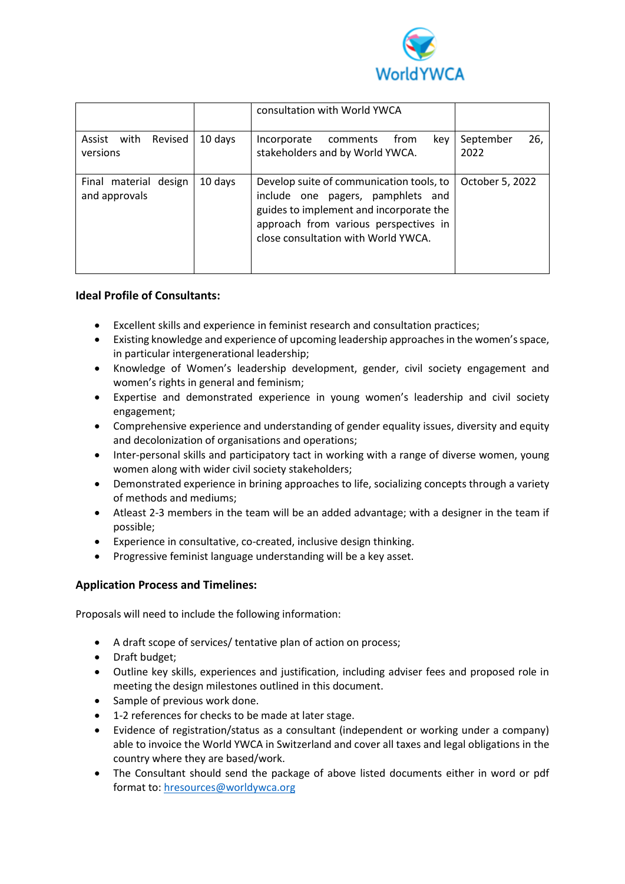| | | consultation with World YWCA | |
|---|---|---|---|
| Assist with Revised versions | 10 days | Incorporate comments from key stakeholders and by World YWCA. | September 26, 2022 |
| Final material design and approvals | 10 days | Develop suite of communication tools, to include one pagers, pamphlets and guides to implement and incorporate the approach from various perspectives in close consultation with World YWCA. | October 5, 2022 |

**Ideal Profile of Consultants:**

- Excellent skills and experience in feminist research and consultation practices;
- Existing knowledge and experience of upcoming leadership approaches in the women's space, in particular intergenerational leadership;
- Knowledge of Women's leadership development, gender, civil society engagement and women's rights in general and feminism;
- Expertise and demonstrated experience in young women's leadership and civil society engagement;
- Comprehensive experience and understanding of gender equality issues, diversity and equity and decolonization of organisations and operations;
- Inter-personal skills and participatory tact in working with a range of diverse women, young women along with wider civil society stakeholders;
- Demonstrated experience in brining approaches to life, socializing concepts through a variety of methods and mediums;
- Atleast 2-3 members in the team will be an added advantage; with a designer in the team if possible;
- Experience in consultative, co-created, inclusive design thinking.
- Progressive feminist language understanding will be a key asset.

**Application Process and Timelines:**

Proposals will need to include the following information:

- A draft scope of services/ tentative plan of action on process;
- Draft budget;
- Outline key skills, experiences and justification, including adviser fees and proposed role in meeting the design milestones outlined in this document.
- Sample of previous work done.
- 1-2 references for checks to be made at later stage.
- Evidence of registration/status as a consultant (independent or working under a company) able to invoice the World YWCA in Switzerland and cover all taxes and legal obligations in the country where they are based/work.
- The Consultant should send the package of above listed documents either in word or pdf format to: hresources@worldywca.org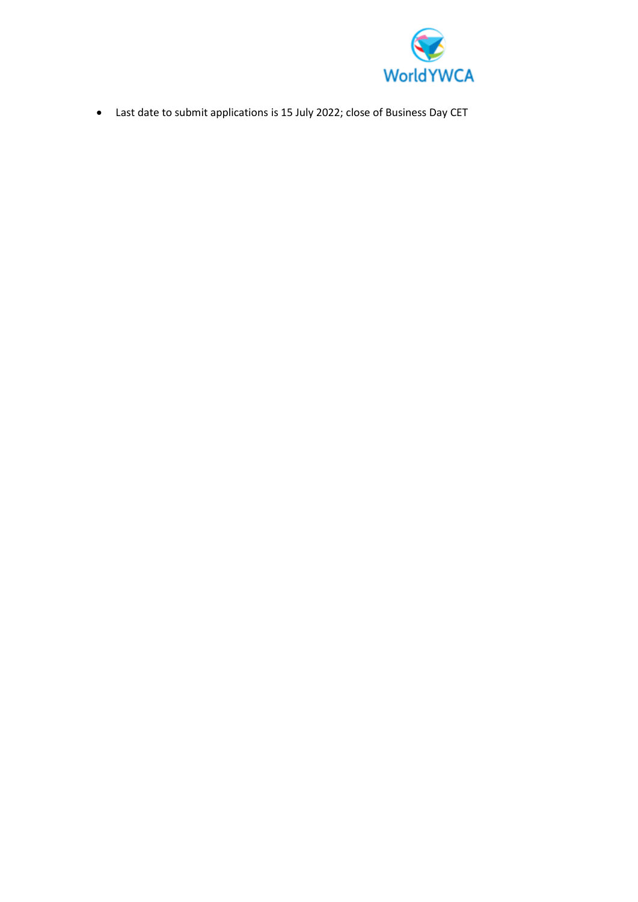- Last date to submit applications is 15 July 2022; close of Business Day CET